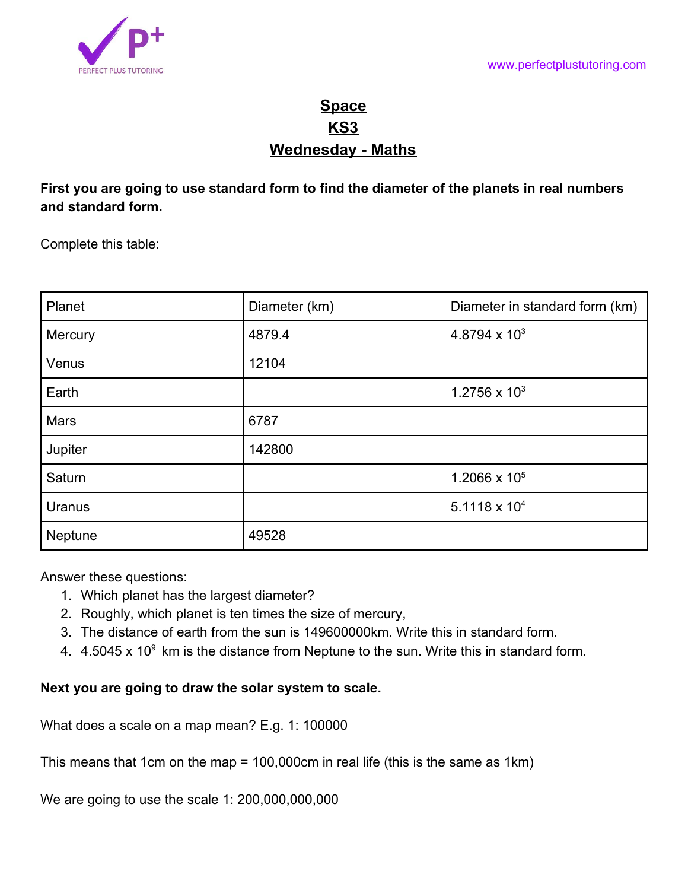PERFECT PLUS TUTORING

www.perfectplustutoring.com

# Space
# KS3
# Wednesday - Maths

**First you are going to use standard form to find the diameter of the planets in real numbers and standard form.**

Complete this table:

| Planet | Diameter (km) | Diameter in standard form (km) |
|---|---|---|
| Mercury | 4879.4 | $4.8794 \times 10^{3}$ |
| Venus | 12104 | |
| Earth | | $1.2756 \times 10^{3}$ |
| Mars | 6787 | |
| Jupiter | 142800 | |
| Saturn | | $1.2066 \times 10^{5}$ |
| Uranus | | $5.1118 \times 10^{4}$ |
| Neptune | 49528 | |

Answer these questions:

1. Which planet has the largest diameter?
2. Roughly, which planet is ten times the size of mercury,
3. The distance of earth from the sun is 149600000km. Write this in standard form.
4. $4.5045 \times 10^{9}$ km is the distance from Neptune to the sun. Write this in standard form.

**Next you are going to draw the solar system to scale.**

What does a scale on a map mean? E.g. 1: 100000

This means that 1cm on the map = 100,000cm in real life (this is the same as 1km)

We are going to use the scale 1: 200,000,000,000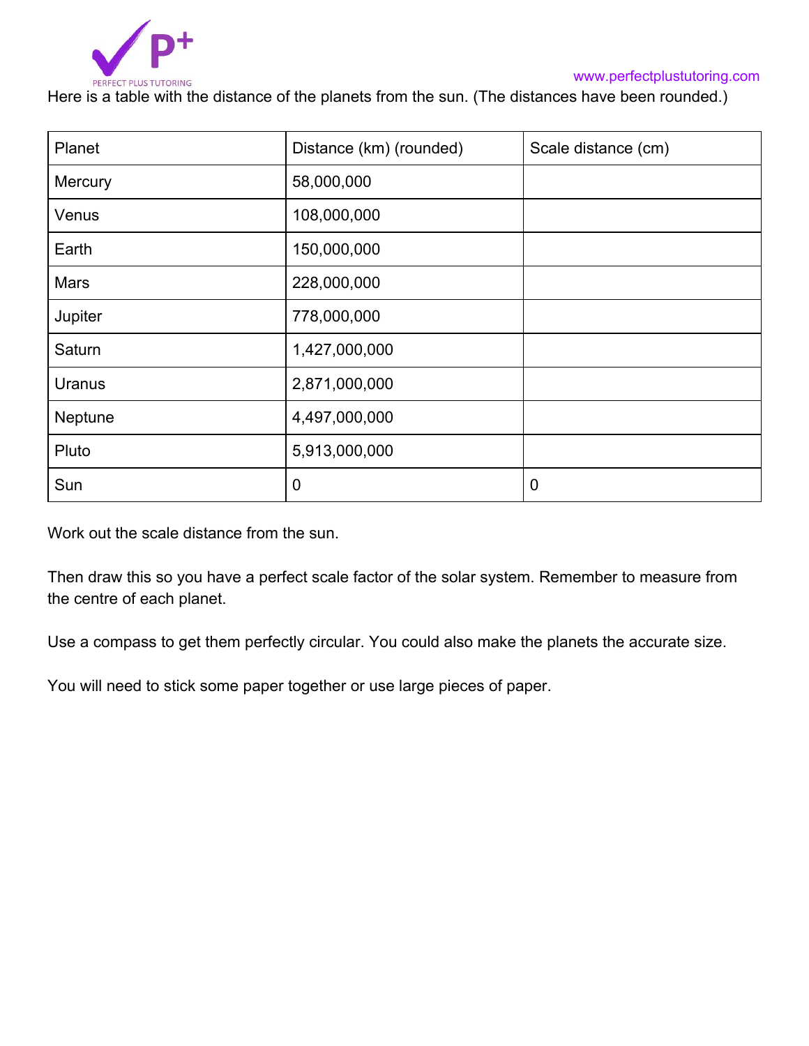Here is a table with the distance of the planets from the sun. (The distances have been rounded.)

| Planet | Distance (km) (rounded) | Scale distance (cm) |
|---|---|---|
| Mercury | 58,000,000 | |
| Venus | 108,000,000 | |
| Earth | 150,000,000 | |
| Mars | 228,000,000 | |
| Jupiter | 778,000,000 | |
| Saturn | 1,427,000,000 | |
| Uranus | 2,871,000,000 | |
| Neptune | 4,497,000,000 | |
| Pluto | 5,913,000,000 | |
| Sun | 0 | 0 |

Work out the scale distance from the sun.

Then draw this so you have a perfect scale factor of the solar system. Remember to measure from the centre of each planet.

Use a compass to get them perfectly circular. You could also make the planets the accurate size.

You will need to stick some paper together or use large pieces of paper.